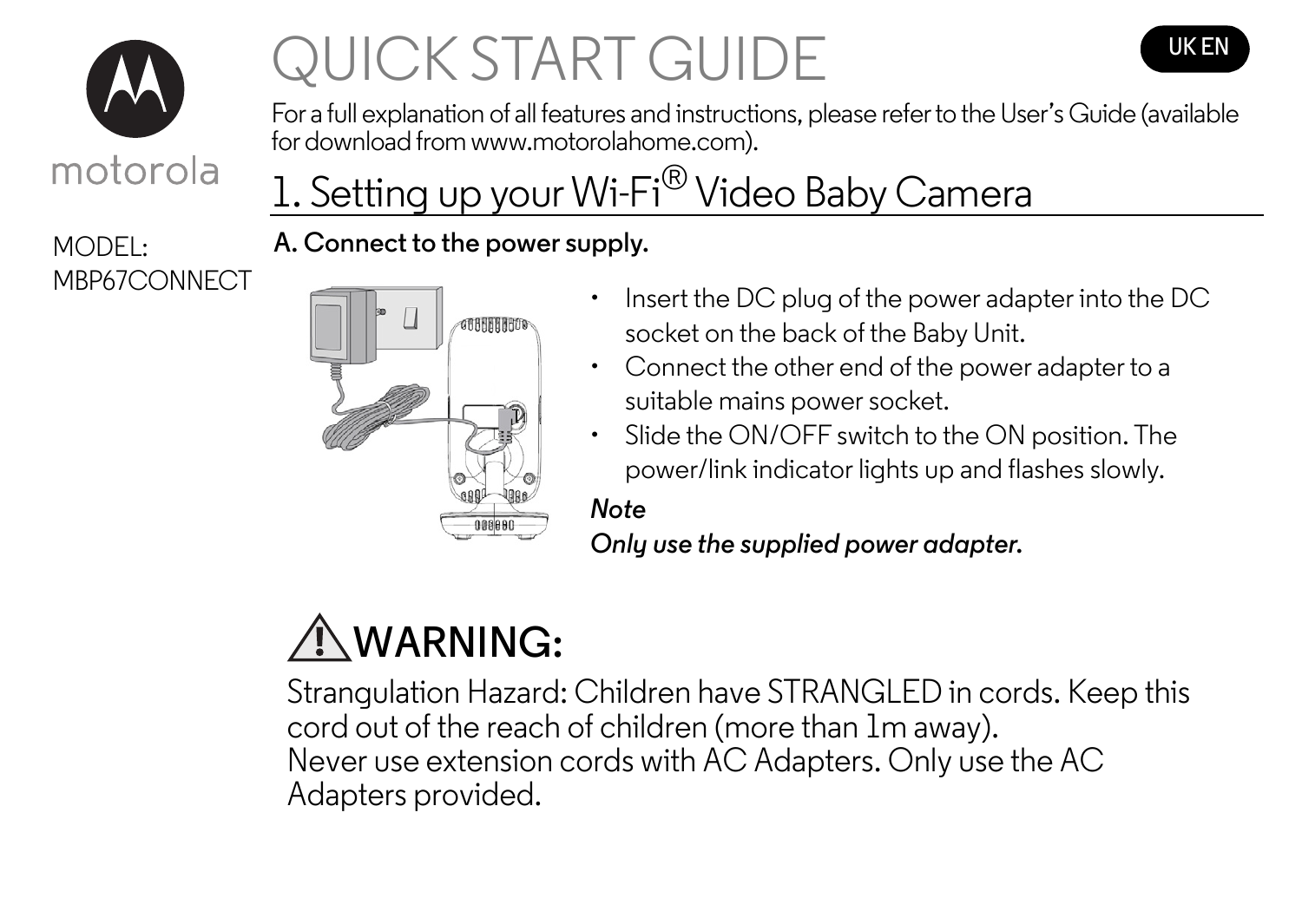motorola

# QUICK START GUIDE

UK EN

For a full explanation of all features and instructions, please refer to the User's Guide (available for download from www.motorolahome.com).

MODEL:
MBP67CONNECT

## 1. Setting up your Wi-Fi® Video Baby Camera

**A. Connect to the power supply.**

- Insert the DC plug of the power adapter into the DC socket on the back of the Baby Unit.
- Connect the other end of the power adapter to a suitable mains power socket.
- Slide the ON/OFF switch to the ON position. The power/link indicator lights up and flashes slowly.

***Note***
***Only use the supplied power adapter.***

## ⚠ WARNING:

Strangulation Hazard: Children have STRANGLED in cords. Keep this cord out of the reach of children (more than 1m away).
Never use extension cords with AC Adapters. Only use the AC Adapters provided.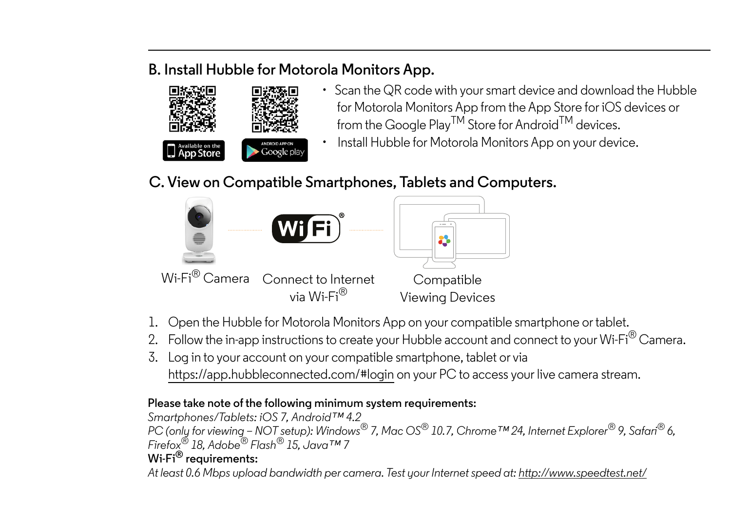## B. Install Hubble for Motorola Monitors App.

Available on the App Store

ANDROID APP ON Google play

- Scan the QR code with your smart device and download the Hubble for Motorola Monitors App from the App Store for iOS devices or from the Google Play™ Store for Android™ devices.
- Install Hubble for Motorola Monitors App on your device.

## C. View on Compatible Smartphones, Tablets and Computers.

Wi-Fi® Camera

Connect to Internet via Wi-Fi®

Compatible Viewing Devices

1. Open the Hubble for Motorola Monitors App on your compatible smartphone or tablet.
2. Follow the in-app instructions to create your Hubble account and connect to your Wi-Fi® Camera.
3. Log in to your account on your compatible smartphone, tablet or via https://app.hubbleconnected.com/#login on your PC to access your live camera stream.

**Please take note of the following minimum system requirements:**
*Smartphones/Tablets: iOS 7, Android™ 4.2*
*PC (only for viewing – NOT setup): Windows® 7, Mac OS® 10.7, Chrome™ 24, Internet Explorer® 9, Safari® 6, Firefox® 18, Adobe® Flash® 15, Java™ 7*
**Wi-Fi® requirements:**
*At least 0.6 Mbps upload bandwidth per camera. Test your Internet speed at: http://www.speedtest.net/*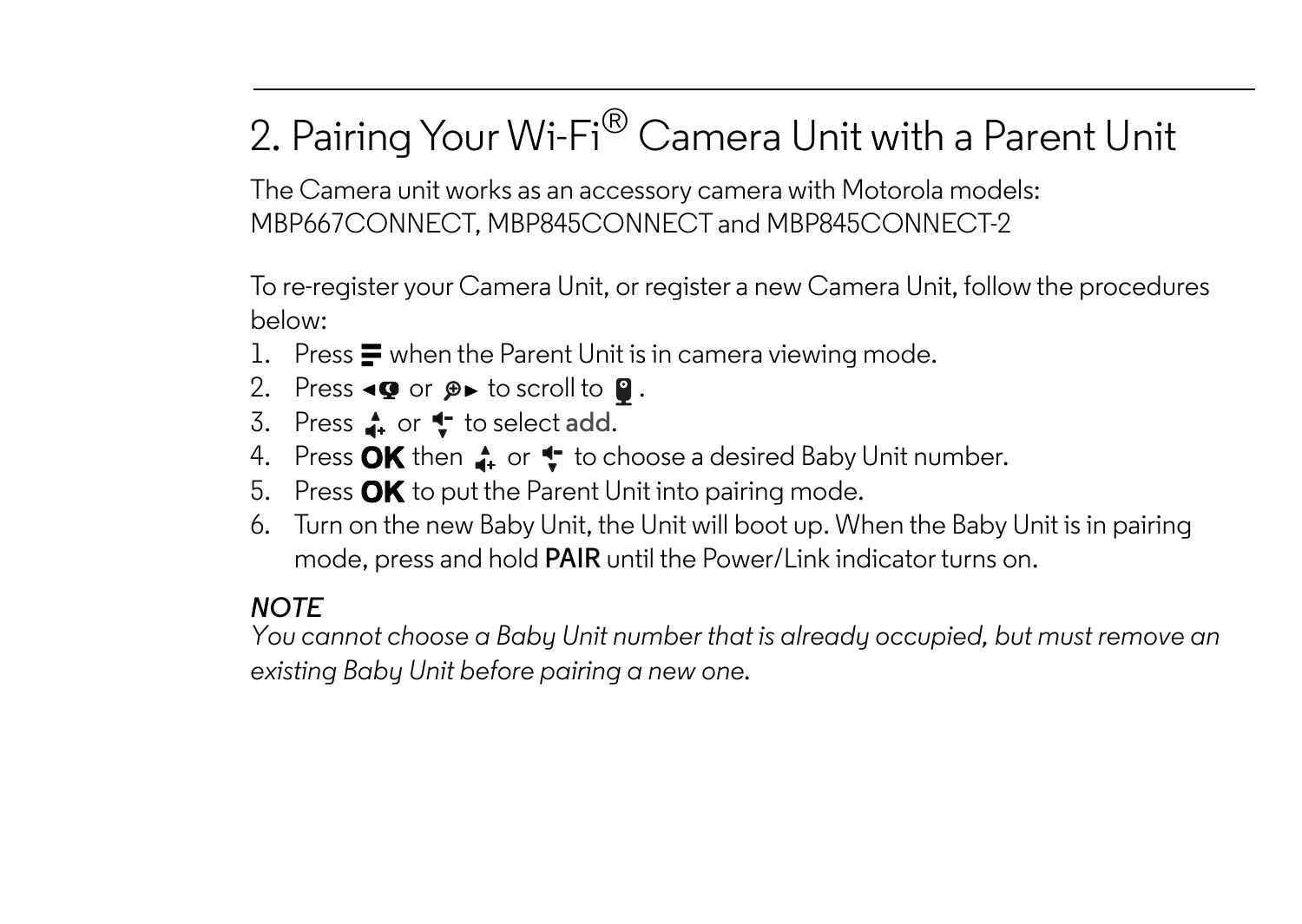## 2. Pairing Your Wi-Fi® Camera Unit with a Parent Unit

The Camera unit works as an accessory camera with Motorola models: MBP667CONNECT, MBP845CONNECT and MBP845CONNECT-2

To re-register your Camera Unit, or register a new Camera Unit, follow the procedures below:

1. Press when the Parent Unit is in camera viewing mode.
2. Press or to scroll to .
3. Press or to select **add**.
4. Press **OK** then or to choose a desired Baby Unit number.
5. Press **OK** to put the Parent Unit into pairing mode.
6. Turn on the new Baby Unit, the Unit will boot up. When the Baby Unit is in pairing mode, press and hold **PAIR** until the Power/Link indicator turns on.

*NOTE*
*You cannot choose a Baby Unit number that is already occupied, but must remove an existing Baby Unit before pairing a new one.*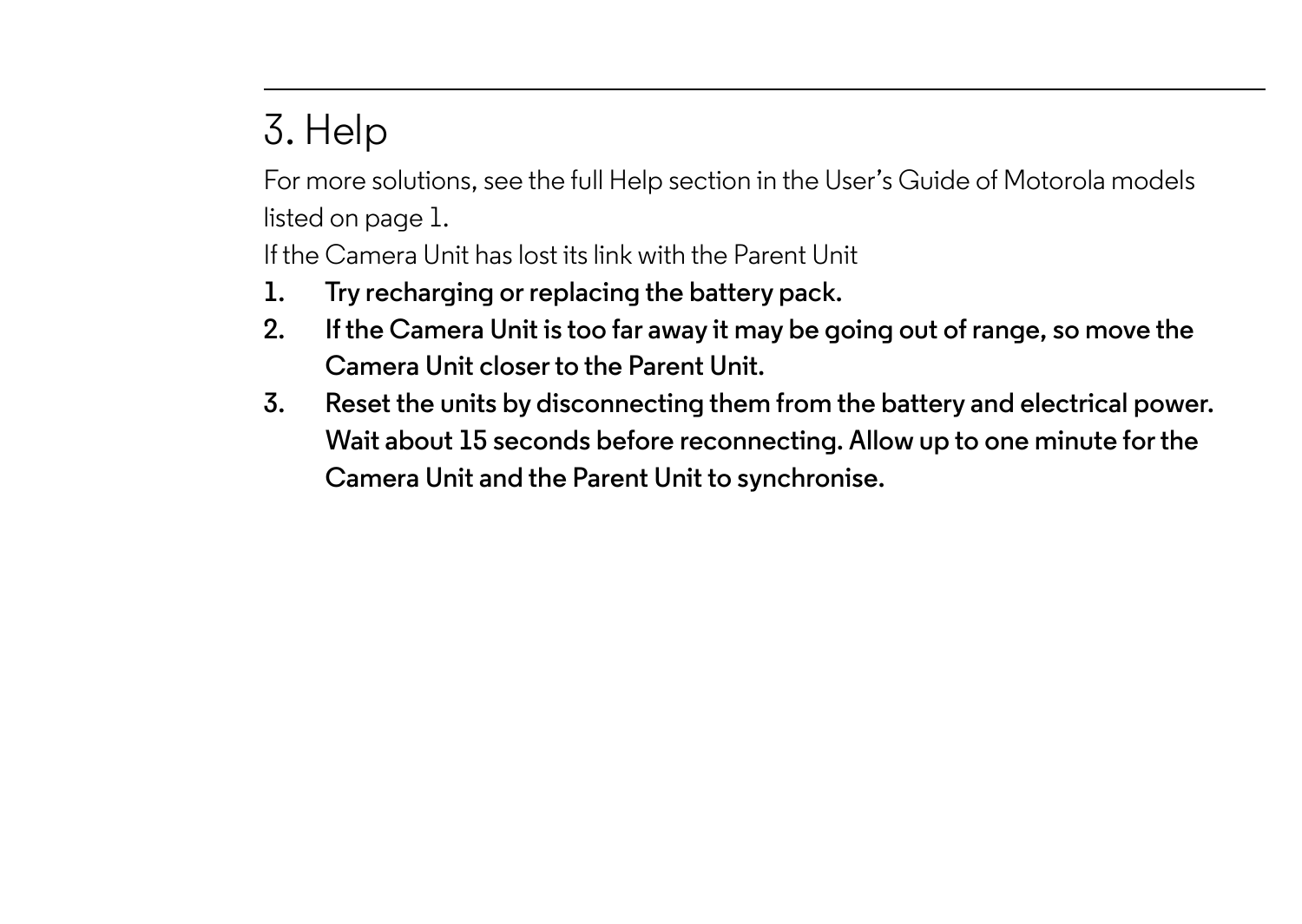# 3. Help

For more solutions, see the full Help section in the User's Guide of Motorola models listed on page 1.

If the Camera Unit has lost its link with the Parent Unit

1. **Try recharging or replacing the battery pack.**
2. **If the Camera Unit is too far away it may be going out of range, so move the Camera Unit closer to the Parent Unit.**
3. **Reset the units by disconnecting them from the battery and electrical power. Wait about 15 seconds before reconnecting. Allow up to one minute for the Camera Unit and the Parent Unit to synchronise.**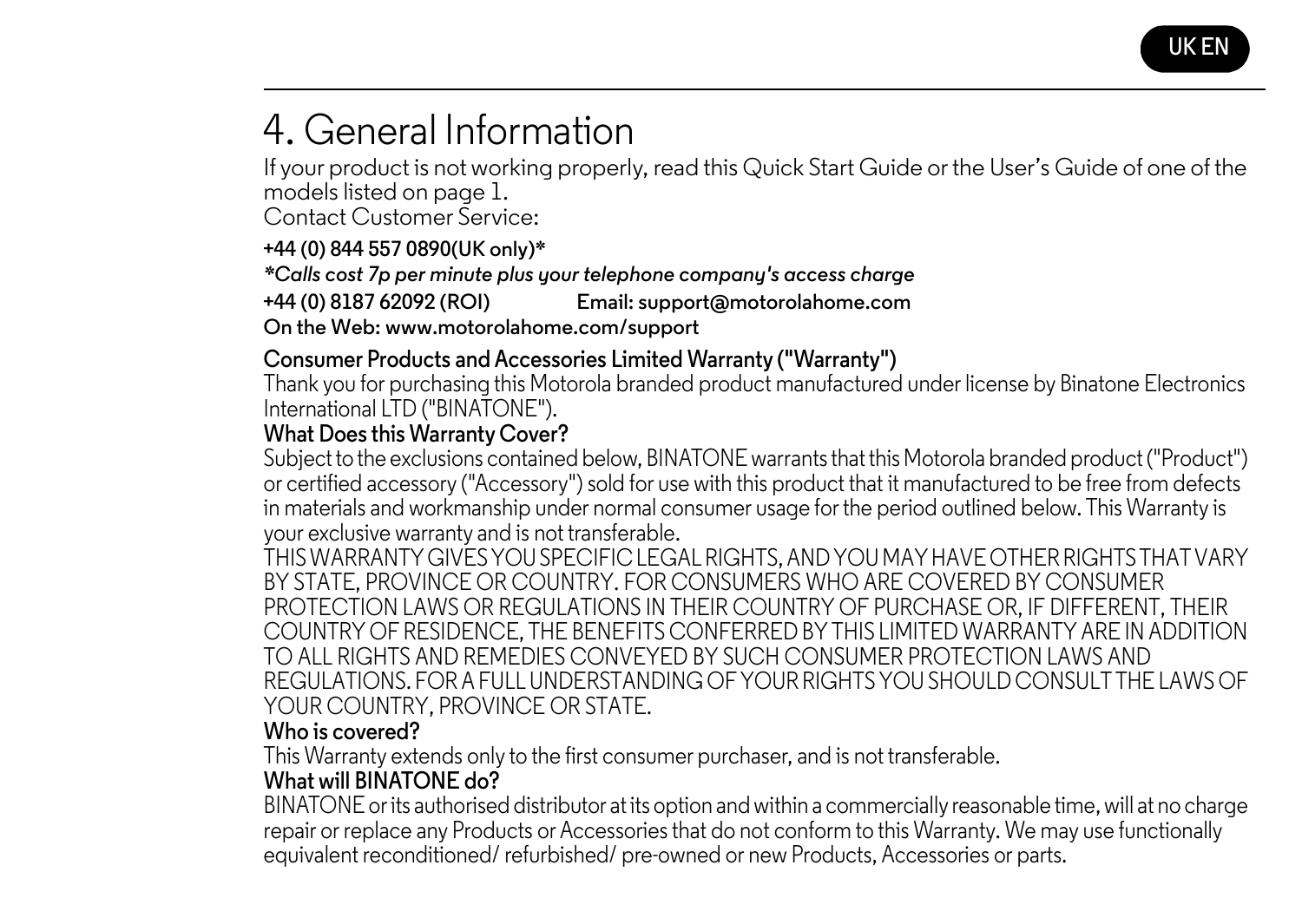# 4. General Information

If your product is not working properly, read this Quick Start Guide or the User's Guide of one of the models listed on page 1.
Contact Customer Service:

**+44 (0) 844 557 0890(UK only)***

***Calls cost 7p per minute plus your telephone company's access charge***

**+44 (0) 8187 62092 (ROI)** **Email: support@motorolahome.com**

**On the Web: www.motorolahome.com/support**

## Consumer Products and Accessories Limited Warranty ("Warranty")

Thank you for purchasing this Motorola branded product manufactured under license by Binatone Electronics International LTD ("BINATONE").

### What Does this Warranty Cover?

Subject to the exclusions contained below, BINATONE warrants that this Motorola branded product ("Product") or certified accessory ("Accessory") sold for use with this product that it manufactured to be free from defects in materials and workmanship under normal consumer usage for the period outlined below. This Warranty is your exclusive warranty and is not transferable.

THIS WARRANTY GIVES YOU SPECIFIC LEGAL RIGHTS, AND YOU MAY HAVE OTHER RIGHTS THAT VARY BY STATE, PROVINCE OR COUNTRY. FOR CONSUMERS WHO ARE COVERED BY CONSUMER PROTECTION LAWS OR REGULATIONS IN THEIR COUNTRY OF PURCHASE OR, IF DIFFERENT, THEIR COUNTRY OF RESIDENCE, THE BENEFITS CONFERRED BY THIS LIMITED WARRANTY ARE IN ADDITION TO ALL RIGHTS AND REMEDIES CONVEYED BY SUCH CONSUMER PROTECTION LAWS AND REGULATIONS. FOR A FULL UNDERSTANDING OF YOUR RIGHTS YOU SHOULD CONSULT THE LAWS OF YOUR COUNTRY, PROVINCE OR STATE.

### Who is covered?

This Warranty extends only to the first consumer purchaser, and is not transferable.

### What will BINATONE do?

BINATONE or its authorised distributor at its option and within a commercially reasonable time, will at no charge repair or replace any Products or Accessories that do not conform to this Warranty. We may use functionally equivalent reconditioned/ refurbished/ pre-owned or new Products, Accessories or parts.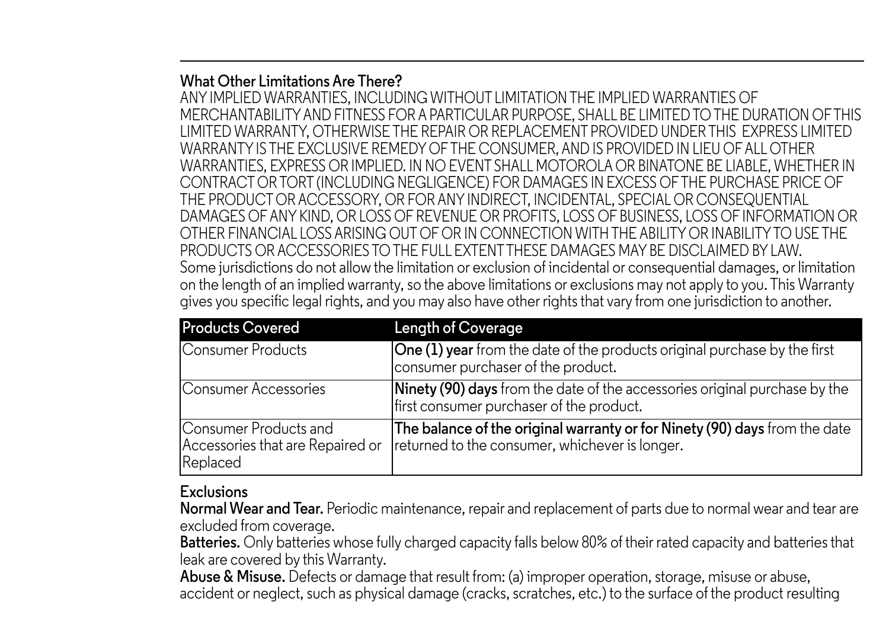## What Other Limitations Are There?

ANY IMPLIED WARRANTIES, INCLUDING WITHOUT LIMITATION THE IMPLIED WARRANTIES OF MERCHANTABILITY AND FITNESS FOR A PARTICULAR PURPOSE, SHALL BE LIMITED TO THE DURATION OF THIS LIMITED WARRANTY, OTHERWISE THE REPAIR OR REPLACEMENT PROVIDED UNDER THIS EXPRESS LIMITED WARRANTY IS THE EXCLUSIVE REMEDY OF THE CONSUMER, AND IS PROVIDED IN LIEU OF ALL OTHER WARRANTIES, EXPRESS OR IMPLIED. IN NO EVENT SHALL MOTOROLA OR BINATONE BE LIABLE, WHETHER IN CONTRACT OR TORT (INCLUDING NEGLIGENCE) FOR DAMAGES IN EXCESS OF THE PURCHASE PRICE OF THE PRODUCT OR ACCESSORY, OR FOR ANY INDIRECT, INCIDENTAL, SPECIAL OR CONSEQUENTIAL DAMAGES OF ANY KIND, OR LOSS OF REVENUE OR PROFITS, LOSS OF BUSINESS, LOSS OF INFORMATION OR OTHER FINANCIAL LOSS ARISING OUT OF OR IN CONNECTION WITH THE ABILITY OR INABILITY TO USE THE PRODUCTS OR ACCESSORIES TO THE FULL EXTENT THESE DAMAGES MAY BE DISCLAIMED BY LAW.

Some jurisdictions do not allow the limitation or exclusion of incidental or consequential damages, or limitation on the length of an implied warranty, so the above limitations or exclusions may not apply to you. This Warranty gives you specific legal rights, and you may also have other rights that vary from one jurisdiction to another.

| Products Covered | Length of Coverage |
|---|---|
| Consumer Products | **One (1) year** from the date of the products original purchase by the first consumer purchaser of the product. |
| Consumer Accessories | **Ninety (90) days** from the date of the accessories original purchase by the first consumer purchaser of the product. |
| Consumer Products and Accessories that are Repaired or Replaced | **The balance of the original warranty or for Ninety (90) days** from the date returned to the consumer, whichever is longer. |

## Exclusions

**Normal Wear and Tear.** Periodic maintenance, repair and replacement of parts due to normal wear and tear are excluded from coverage.

**Batteries.** Only batteries whose fully charged capacity falls below 80% of their rated capacity and batteries that leak are covered by this Warranty.

**Abuse & Misuse.** Defects or damage that result from: (a) improper operation, storage, misuse or abuse, accident or neglect, such as physical damage (cracks, scratches, etc.) to the surface of the product resulting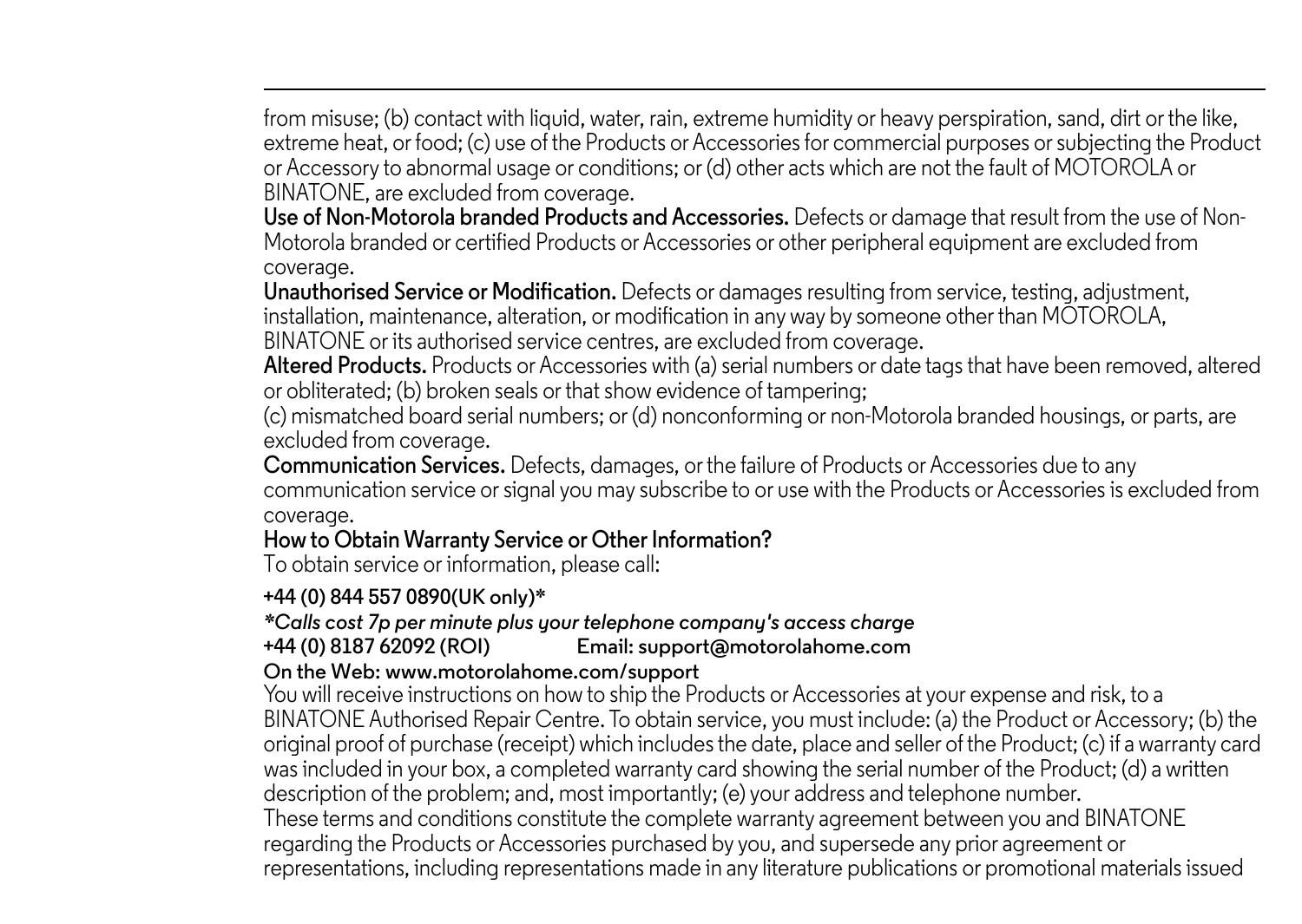from misuse; (b) contact with liquid, water, rain, extreme humidity or heavy perspiration, sand, dirt or the like, extreme heat, or food; (c) use of the Products or Accessories for commercial purposes or subjecting the Product or Accessory to abnormal usage or conditions; or (d) other acts which are not the fault of MOTOROLA or BINATONE, are excluded from coverage.

**Use of Non-Motorola branded Products and Accessories.** Defects or damage that result from the use of Non-Motorola branded or certified Products or Accessories or other peripheral equipment are excluded from coverage.

**Unauthorised Service or Modification.** Defects or damages resulting from service, testing, adjustment, installation, maintenance, alteration, or modification in any way by someone other than MOTOROLA, BINATONE or its authorised service centres, are excluded from coverage.

**Altered Products.** Products or Accessories with (a) serial numbers or date tags that have been removed, altered or obliterated; (b) broken seals or that show evidence of tampering;
(c) mismatched board serial numbers; or (d) nonconforming or non-Motorola branded housings, or parts, are excluded from coverage.

**Communication Services.** Defects, damages, or the failure of Products or Accessories due to any communication service or signal you may subscribe to or use with the Products or Accessories is excluded from coverage.

**How to Obtain Warranty Service or Other Information?**

To obtain service or information, please call:

**+44 (0) 844 557 0890(UK only)***

***Calls cost 7p per minute plus your telephone company's access charge***

**+44 (0) 8187 62092 (ROI)** **Email: support@motorolahome.com**

**On the Web: www.motorolahome.com/support**

You will receive instructions on how to ship the Products or Accessories at your expense and risk, to a BINATONE Authorised Repair Centre. To obtain service, you must include: (a) the Product or Accessory; (b) the original proof of purchase (receipt) which includes the date, place and seller of the Product; (c) if a warranty card was included in your box, a completed warranty card showing the serial number of the Product; (d) a written description of the problem; and, most importantly; (e) your address and telephone number.

These terms and conditions constitute the complete warranty agreement between you and BINATONE regarding the Products or Accessories purchased by you, and supersede any prior agreement or representations, including representations made in any literature publications or promotional materials issued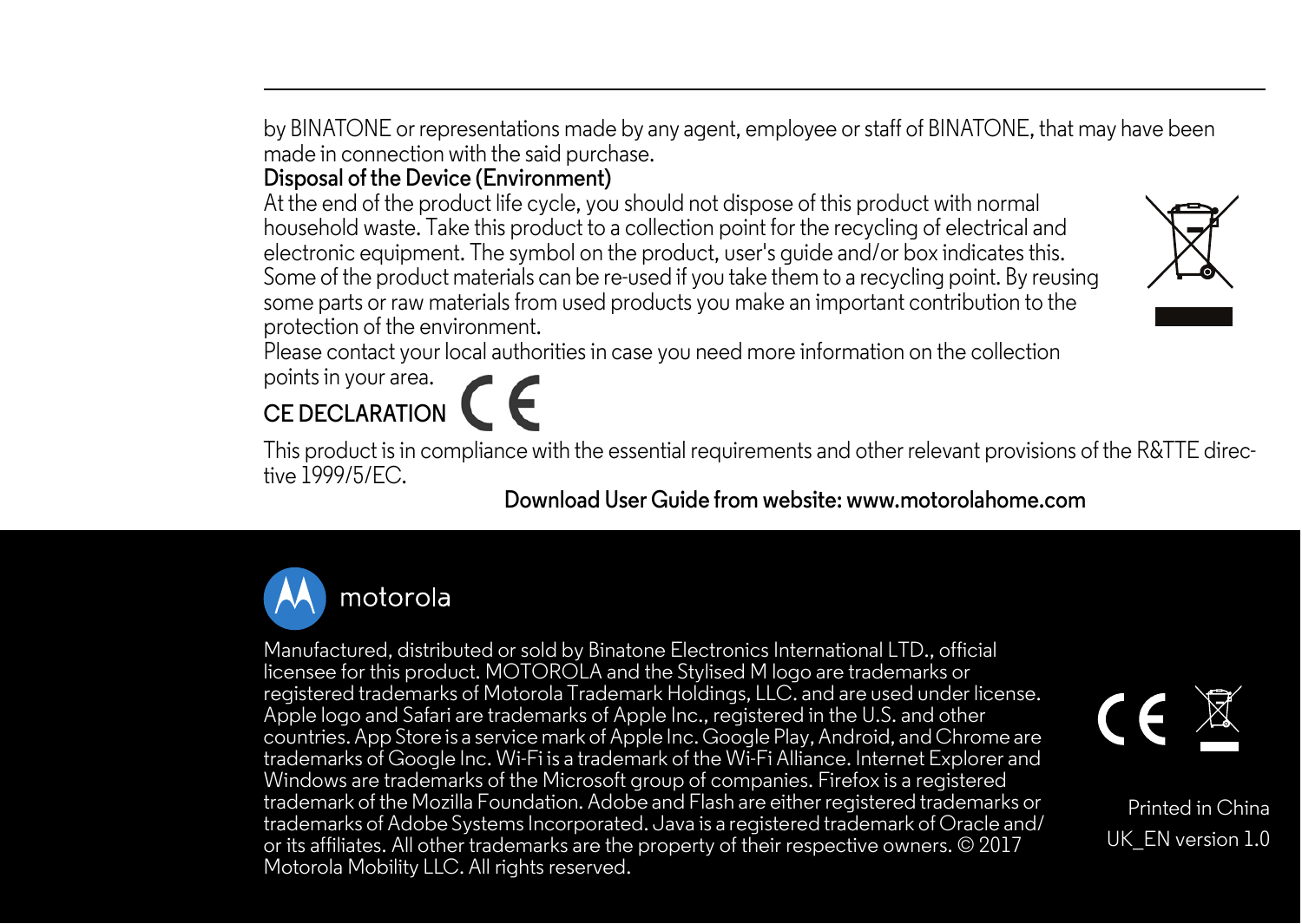by BINATONE or representations made by any agent, employee or staff of BINATONE, that may have been made in connection with the said purchase.

**Disposal of the Device (Environment)**

At the end of the product life cycle, you should not dispose of this product with normal household waste. Take this product to a collection point for the recycling of electrical and electronic equipment. The symbol on the product, user's guide and/or box indicates this. Some of the product materials can be re-used if you take them to a recycling point. By reusing some parts or raw materials from used products you make an important contribution to the protection of the environment.

Please contact your local authorities in case you need more information on the collection points in your area.

**CE DECLARATION**

This product is in compliance with the essential requirements and other relevant provisions of the R&TTE directive 1999/5/EC.

**Download User Guide from website: www.motorolahome.com**

motorola

Manufactured, distributed or sold by Binatone Electronics International LTD., official licensee for this product. MOTOROLA and the Stylised M logo are trademarks or registered trademarks of Motorola Trademark Holdings, LLC. and are used under license. Apple logo and Safari are trademarks of Apple Inc., registered in the U.S. and other countries. App Store is a service mark of Apple Inc. Google Play, Android, and Chrome are trademarks of Google Inc. Wi-Fi is a trademark of the Wi-Fi Alliance. Internet Explorer and Windows are trademarks of the Microsoft group of companies. Firefox is a registered trademark of the Mozilla Foundation. Adobe and Flash are either registered trademarks or trademarks of Adobe Systems Incorporated. Java is a registered trademark of Oracle and/or its affiliates. All other trademarks are the property of their respective owners. © 2017 Motorola Mobility LLC. All rights reserved.

Printed in China

UK_EN version 1.0